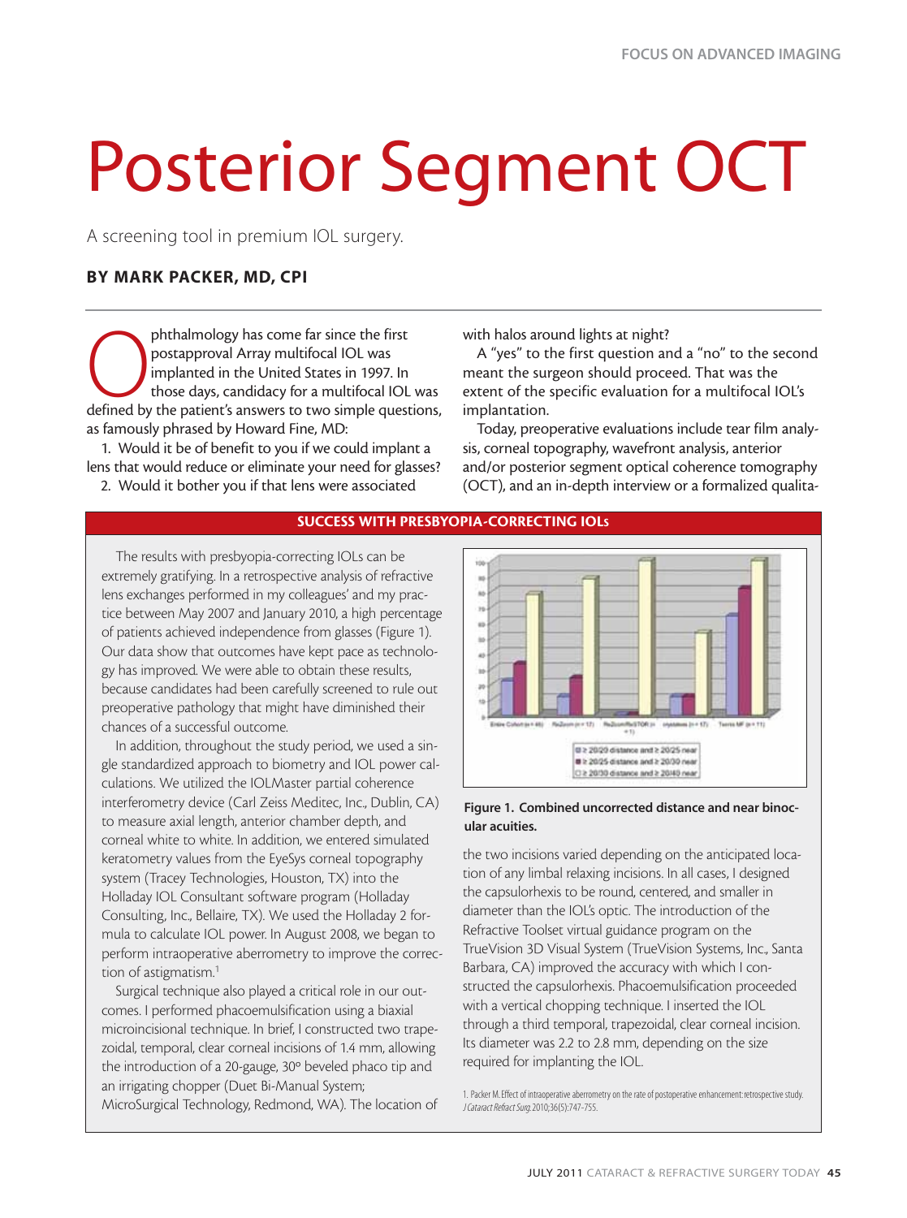# Posterior Segment OCT

A screening tool in premium IOL surgery.

**BY MARK PACKER, MD, CPI**

Ophthalmology has come far since the first postapproval Array multifocal IOL was implanted in the United States in 1997. In those days, candidacy for a multifocal IOL was defined by the patient's answers to two simple questions, as famously phrased by Howard Fine, MD:

1. Would it be of benefit to you if we could implant a lens that would reduce or eliminate your need for glasses?
2. Would it bother you if that lens were associated with halos around lights at night?

A "yes" to the first question and a "no" to the second meant the surgeon should proceed. That was the extent of the specific evaluation for a multifocal IOL's implantation.

Today, preoperative evaluations include tear film analysis, corneal topography, wavefront analysis, anterior and/or posterior segment optical coherence tomography (OCT), and an in-depth interview or a formalized qualita-

## SUCCESS WITH PRESBYOPIA-CORRECTING IOLs

The results with presbyopia-correcting IOLs can be extremely gratifying. In a retrospective analysis of refractive lens exchanges performed in my colleagues' and my practice between May 2007 and January 2010, a high percentage of patients achieved independence from glasses (Figure 1). Our data show that outcomes have kept pace as technology has improved. We were able to obtain these results, because candidates had been carefully screened to rule out preoperative pathology that might have diminished their chances of a successful outcome.

In addition, throughout the study period, we used a single standardized approach to biometry and IOL power calculations. We utilized the IOLMaster partial coherence interferometry device (Carl Zeiss Meditec, Inc., Dublin, CA) to measure axial length, anterior chamber depth, and corneal white to white. In addition, we entered simulated keratometry values from the EyeSys corneal topography system (Tracey Technologies, Houston, TX) into the Holladay IOL Consultant software program (Holladay Consulting, Inc., Bellaire, TX). We used the Holladay 2 formula to calculate IOL power. In August 2008, we began to perform intraoperative aberrometry to improve the correction of astigmatism.[1]

Surgical technique also played a critical role in our outcomes. I performed phacoemulsification using a biaxial microincisional technique. In brief, I constructed two trapezoidal, temporal, clear corneal incisions of 1.4 mm, allowing the introduction of a 20-gauge, 30° beveled phaco tip and an irrigating chopper (Duet Bi-Manual System; MicroSurgical Technology, Redmond, WA). The location of the two incisions varied depending on the anticipated location of any limbal relaxing incisions. In all cases, I designed the capsulorhexis to be round, centered, and smaller in diameter than the IOL's optic. The introduction of the Refractive Toolset virtual guidance program on the TrueVision 3D Visual System (TrueVision Systems, Inc., Santa Barbara, CA) improved the accuracy with which I constructed the capsulorhexis. Phacoemulsification proceeded with a vertical chopping technique. I inserted the IOL through a third temporal, trapezoidal, clear corneal incision. Its diameter was 2.2 to 2.8 mm, depending on the size required for implanting the IOL.

**Figure 1. Combined uncorrected distance and near binocular acuities.**

1. Packer M. Effect of intraoperative aberrometry on the rate of postoperative enhancement: retrospective study. *J Cataract Refract Surg.* 2010;36(5):747-755.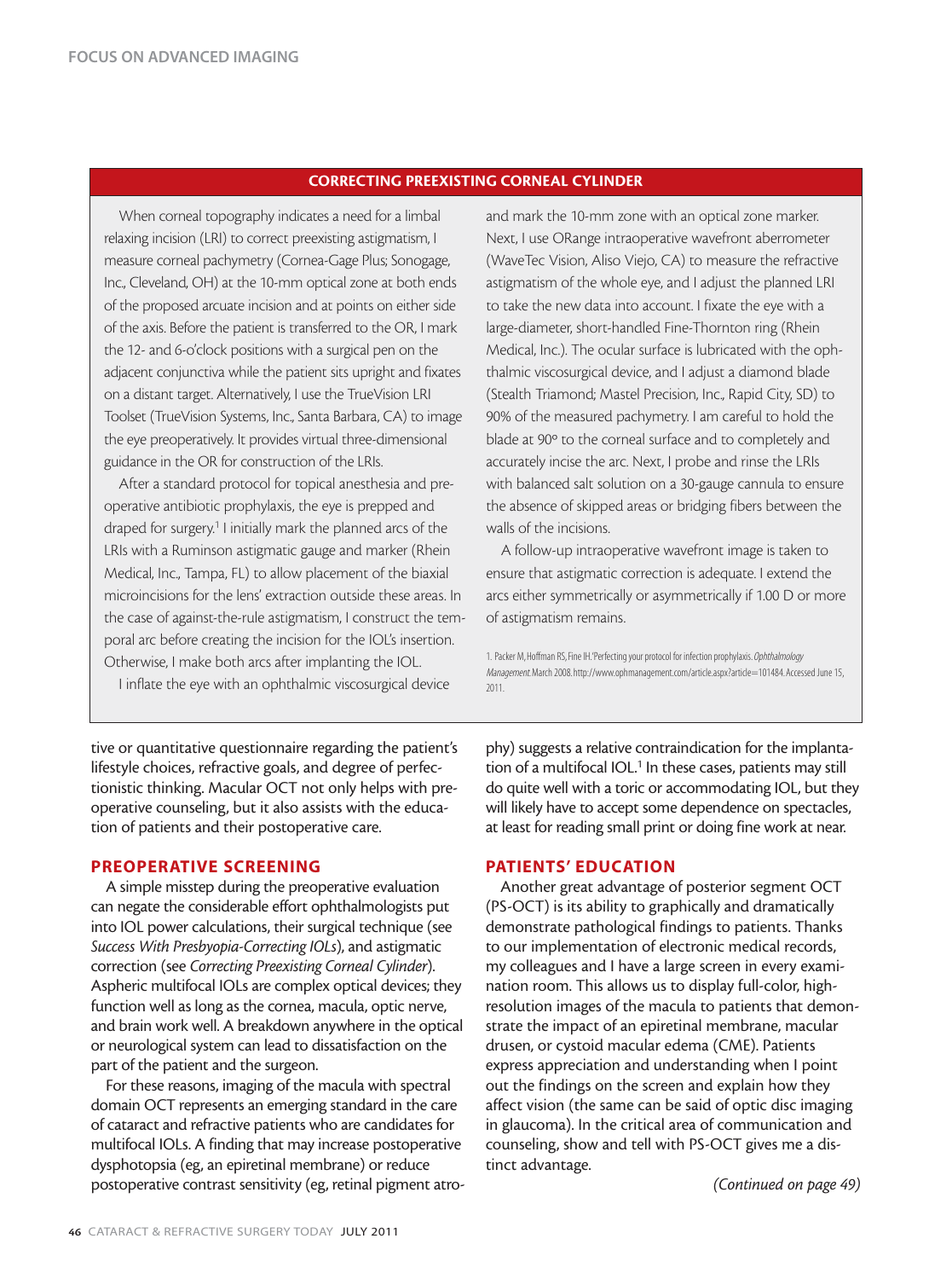## CORRECTING PREEXISTING CORNEAL CYLINDER

When corneal topography indicates a need for a limbal relaxing incision (LRI) to correct preexisting astigmatism, I measure corneal pachymetry (Cornea-Gage Plus; Sonogage, Inc., Cleveland, OH) at the 10-mm optical zone at both ends of the proposed arcuate incision and at points on either side of the axis. Before the patient is transferred to the OR, I mark the 12- and 6-o'clock positions with a surgical pen on the adjacent conjunctiva while the patient sits upright and fixates on a distant target. Alternatively, I use the TrueVision LRI Toolset (TrueVision Systems, Inc., Santa Barbara, CA) to image the eye preoperatively. It provides virtual three-dimensional guidance in the OR for construction of the LRIs.

After a standard protocol for topical anesthesia and preoperative antibiotic prophylaxis, the eye is prepped and draped for surgery.[1] I initially mark the planned arcs of the LRIs with a Ruminson astigmatic gauge and marker (Rhein Medical, Inc., Tampa, FL) to allow placement of the biaxial microincisions for the lens' extraction outside these areas. In the case of against-the-rule astigmatism, I construct the temporal arc before creating the incision for the IOL's insertion. Otherwise, I make both arcs after implanting the IOL.

I inflate the eye with an ophthalmic viscosurgical device and mark the 10-mm zone with an optical zone marker. Next, I use ORange intraoperative wavefront aberrometer (WaveTec Vision, Aliso Viejo, CA) to measure the refractive astigmatism of the whole eye, and I adjust the planned LRI to take the new data into account. I fixate the eye with a large-diameter, short-handled Fine-Thornton ring (Rhein Medical, Inc.). The ocular surface is lubricated with the ophthalmic viscosurgical device, and I adjust a diamond blade (Stealth Triamond; Mastel Precision, Inc., Rapid City, SD) to 90% of the measured pachymetry. I am careful to hold the blade at 90° to the corneal surface and to completely and accurately incise the arc. Next, I probe and rinse the LRIs with balanced salt solution on a 30-gauge cannula to ensure the absence of skipped areas or bridging fibers between the walls of the incisions.

A follow-up intraoperative wavefront image is taken to ensure that astigmatic correction is adequate. I extend the arcs either symmetrically or asymmetrically if 1.00 D or more of astigmatism remains.

1. Packer M, Hoffman RS, Fine IH. 'Perfecting your protocol for infection prophylaxis. *Ophthalmology Management*. March 2008. http://www.ophmanagement.com/article.aspx?article=101484. Accessed June 15, 2011.

---

tive or quantitative questionnaire regarding the patient's lifestyle choices, refractive goals, and degree of perfectionistic thinking. Macular OCT not only helps with preoperative counseling, but it also assists with the education of patients and their postoperative care.

## PREOPERATIVE SCREENING

A simple misstep during the preoperative evaluation can negate the considerable effort ophthalmologists put into IOL power calculations, their surgical technique (see *Success With Presbyopia-Correcting IOLs*), and astigmatic correction (see *Correcting Preexisting Corneal Cylinder*). Aspheric multifocal IOLs are complex optical devices; they function well as long as the cornea, macula, optic nerve, and brain work well. A breakdown anywhere in the optical or neurological system can lead to dissatisfaction on the part of the patient and the surgeon.

For these reasons, imaging of the macula with spectral domain OCT represents an emerging standard in the care of cataract and refractive patients who are candidates for multifocal IOLs. A finding that may increase postoperative dysphotopsia (eg, an epiretinal membrane) or reduce postoperative contrast sensitivity (eg, retinal pigment atrophy) suggests a relative contraindication for the implantation of a multifocal IOL.[1] In these cases, patients may still do quite well with a toric or accommodating IOL, but they will likely have to accept some dependence on spectacles, at least for reading small print or doing fine work at near.

## PATIENTS' EDUCATION

Another great advantage of posterior segment OCT (PS-OCT) is its ability to graphically and dramatically demonstrate pathological findings to patients. Thanks to our implementation of electronic medical records, my colleagues and I have a large screen in every examination room. This allows us to display full-color, high-resolution images of the macula to patients that demonstrate the impact of an epiretinal membrane, macular drusen, or cystoid macular edema (CME). Patients express appreciation and understanding when I point out the findings on the screen and explain how they affect vision (the same can be said of optic disc imaging in glaucoma). In the critical area of communication and counseling, show and tell with PS-OCT gives me a distinct advantage.

*(Continued on page 49)*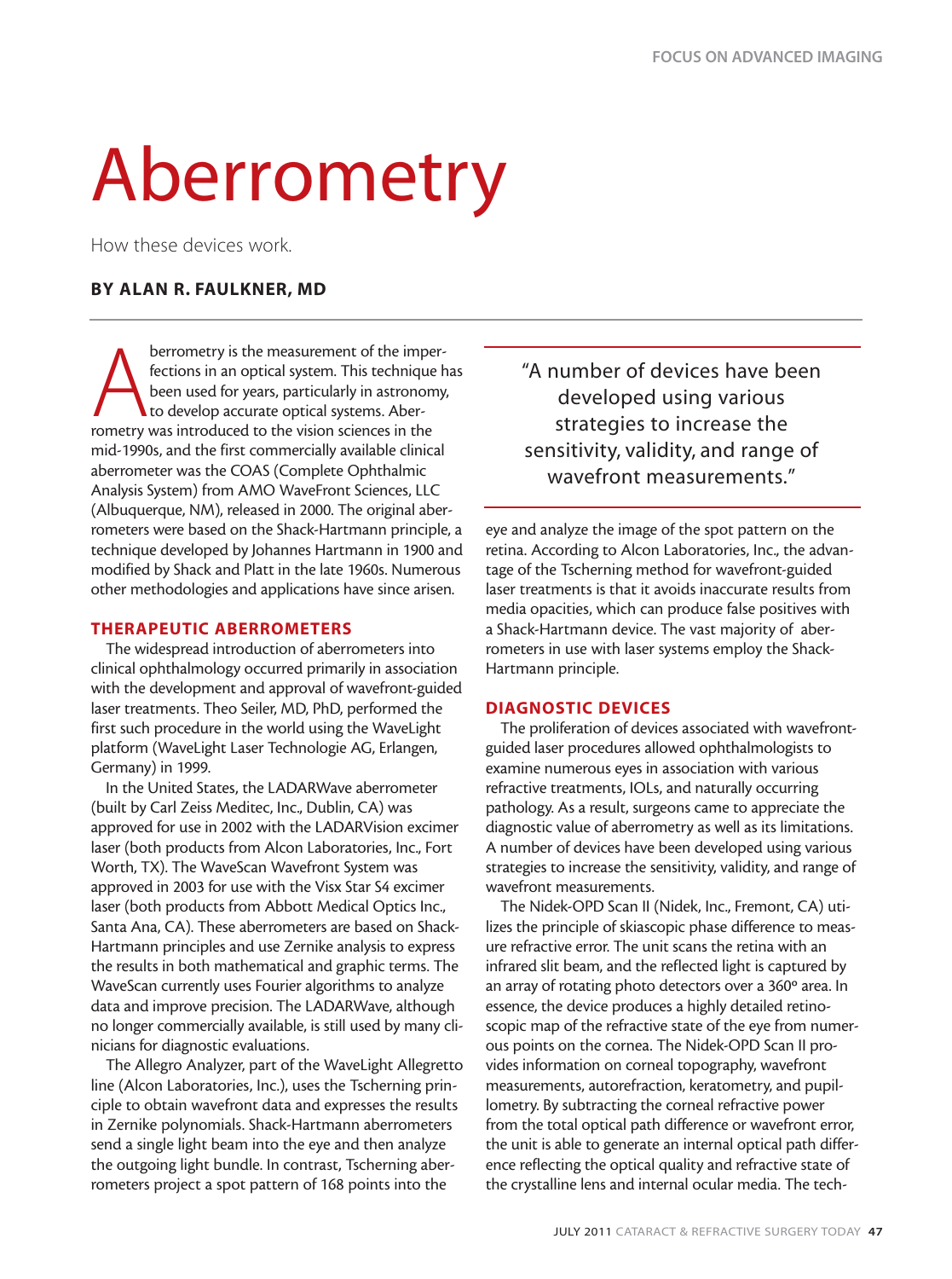# Aberrometry

How these devices work.

**BY ALAN R. FAULKNER, MD**

Aberrometry is the measurement of the imperfections in an optical system. This technique has been used for years, particularly in astronomy, to develop accurate optical systems. Aberrometry was introduced to the vision sciences in the mid-1990s, and the first commercially available clinical aberrometer was the COAS (Complete Ophthalmic Analysis System) from AMO WaveFront Sciences, LLC (Albuquerque, NM), released in 2000. The original aberrometers were based on the Shack-Hartmann principle, a technique developed by Johannes Hartmann in 1900 and modified by Shack and Platt in the late 1960s. Numerous other methodologies and applications have since arisen.

## THERAPEUTIC ABERROMETERS

The widespread introduction of aberrometers into clinical ophthalmology occurred primarily in association with the development and approval of wavefront-guided laser treatments. Theo Seiler, MD, PhD, performed the first such procedure in the world using the WaveLight platform (WaveLight Laser Technologie AG, Erlangen, Germany) in 1999.

In the United States, the LADARWave aberrometer (built by Carl Zeiss Meditec, Inc., Dublin, CA) was approved for use in 2002 with the LADARVision excimer laser (both products from Alcon Laboratories, Inc., Fort Worth, TX). The WaveScan Wavefront System was approved in 2003 for use with the Visx Star S4 excimer laser (both products from Abbott Medical Optics Inc., Santa Ana, CA). These aberrometers are based on Shack-Hartmann principles and use Zernike analysis to express the results in both mathematical and graphic terms. The WaveScan currently uses Fourier algorithms to analyze data and improve precision. The LADARWave, although no longer commercially available, is still used by many clinicians for diagnostic evaluations.

The Allegro Analyzer, part of the WaveLight Allegretto line (Alcon Laboratories, Inc.), uses the Tscherning principle to obtain wavefront data and expresses the results in Zernike polynomials. Shack-Hartmann aberrometers send a single light beam into the eye and then analyze the outgoing light bundle. In contrast, Tscherning aberrometers project a spot pattern of 168 points into the eye and analyze the image of the spot pattern on the retina. According to Alcon Laboratories, Inc., the advantage of the Tscherning method for wavefront-guided laser treatments is that it avoids inaccurate results from media opacities, which can produce false positives with a Shack-Hartmann device. The vast majority of aberrometers in use with laser systems employ the Shack-Hartmann principle.

> "A number of devices have been developed using various strategies to increase the sensitivity, validity, and range of wavefront measurements."

## DIAGNOSTIC DEVICES

The proliferation of devices associated with wavefront-guided laser procedures allowed ophthalmologists to examine numerous eyes in association with various refractive treatments, IOLs, and naturally occurring pathology. As a result, surgeons came to appreciate the diagnostic value of aberrometry as well as its limitations. A number of devices have been developed using various strategies to increase the sensitivity, validity, and range of wavefront measurements.

The Nidek-OPD Scan II (Nidek, Inc., Fremont, CA) utilizes the principle of skiascopic phase difference to measure refractive error. The unit scans the retina with an infrared slit beam, and the reflected light is captured by an array of rotating photo detectors over a 360º area. In essence, the device produces a highly detailed retinoscopic map of the refractive state of the eye from numerous points on the cornea. The Nidek-OPD Scan II provides information on corneal topography, wavefront measurements, autorefraction, keratometry, and pupillometry. By subtracting the corneal refractive power from the total optical path difference or wavefront error, the unit is able to generate an internal optical path difference reflecting the optical quality and refractive state of the crystalline lens and internal ocular media. The tech-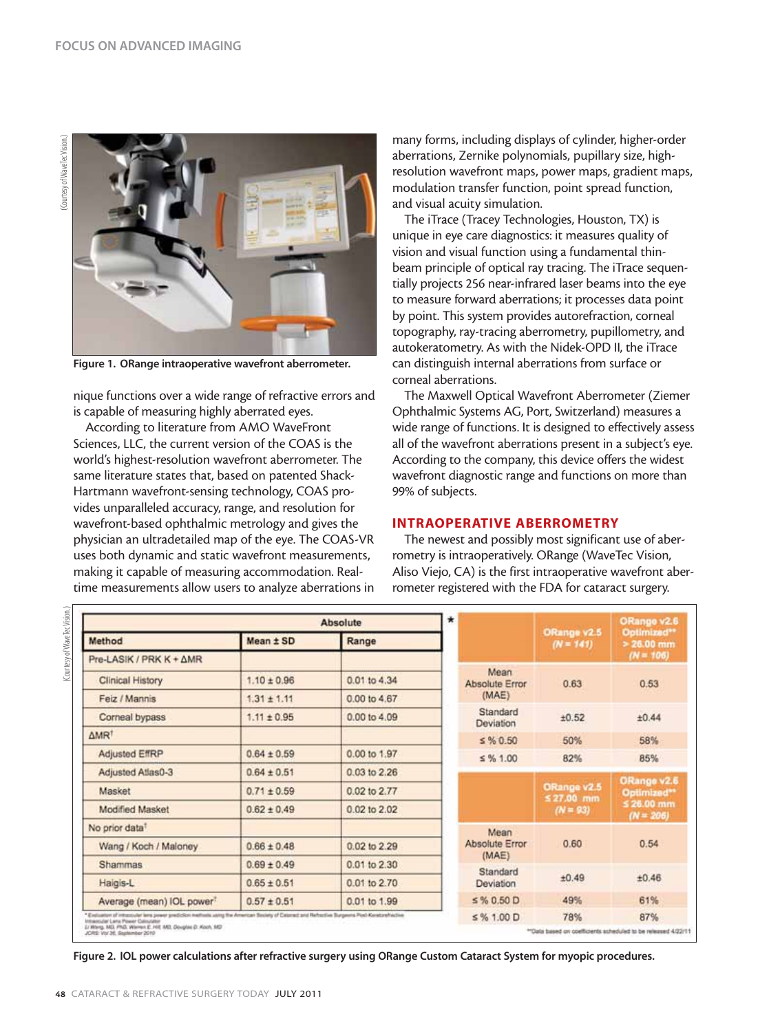Figure 1. ORange intraoperative wavefront aberrometer.

nique functions over a wide range of refractive errors and is capable of measuring highly aberrated eyes.

According to literature from AMO WaveFront Sciences, LLC, the current version of the COAS is the world's highest-resolution wavefront aberrometer. The same literature states that, based on patented Shack-Hartmann wavefront-sensing technology, COAS provides unparalleled accuracy, range, and resolution for wavefront-based ophthalmic metrology and gives the physician an ultradetailed map of the eye. The COAS-VR uses both dynamic and static wavefront measurements, making it capable of measuring accommodation. Real-time measurements allow users to analyze aberrations in many forms, including displays of cylinder, higher-order aberrations, Zernike polynomials, pupillary size, high-resolution wavefront maps, power maps, gradient maps, modulation transfer function, point spread function, and visual acuity simulation.

The iTrace (Tracey Technologies, Houston, TX) is unique in eye care diagnostics: it measures quality of vision and visual function using a fundamental thin-beam principle of optical ray tracing. The iTrace sequentially projects 256 near-infrared laser beams into the eye to measure forward aberrations; it processes data point by point. This system provides autorefraction, corneal topography, ray-tracing aberrometry, pupillometry, and autokeratometry. As with the Nidek-OPD II, the iTrace can distinguish internal aberrations from surface or corneal aberrations.

The Maxwell Optical Wavefront Aberrometer (Ziemer Ophthalmic Systems AG, Port, Switzerland) measures a wide range of functions. It is designed to effectively assess all of the wavefront aberrations present in a subject's eye. According to the company, this device offers the widest wavefront diagnostic range and functions on more than 99% of subjects.

## INTRAOPERATIVE ABERROMETRY

The newest and possibly most significant use of aberrometry is intraoperatively. ORange (WaveTec Vision, Aliso Viejo, CA) is the first intraoperative wavefront aberrometer registered with the FDA for cataract surgery.

| | Absolute | |
|---|---|---|
| Method | Mean ± SD | Range |
| Pre-LASIK / PRK K + ΔMR | | |
| Clinical History | 1.10 ± 0.96 | 0.01 to 4.34 |
| Feiz / Mannis | 1.31 ± 1.11 | 0.00 to 4.67 |
| Corneal bypass | 1.11 ± 0.95 | 0.00 to 4.09 |
| ΔMR[†] | | |
| Adjusted EffRP | 0.64 ± 0.59 | 0.00 to 1.97 |
| Adjusted Atlas0-3 | 0.64 ± 0.51 | 0.03 to 2.26 |
| Masket | 0.71 ± 0.59 | 0.02 to 2.77 |
| Modified Masket | 0.62 ± 0.49 | 0.02 to 2.02 |
| No prior data[†] | | |
| Wang / Koch / Maloney | 0.66 ± 0.48 | 0.02 to 2.29 |
| Shammas | 0.69 ± 0.49 | 0.01 to 2.30 |
| Haigis-L | 0.65 ± 0.51 | 0.01 to 2.70 |
| Average (mean) IOL power[†] | 0.57 ± 0.51 | 0.01 to 1.99 |

*Evaluation of intraocular lens power prediction methods using the American Society of Cataract and Refractive Surgeons Post-Keratorefractive Intraocular Lens Power Calculator. Li Wang, MD, PhD, Warren E. Hill, MD, Douglas D. Koch, MD. JCRS Vol 36, September 2010

| | ORange v2.5 (N = 141) | ORange v2.6 Optimized** > 26.00 mm (N = 106) |
|---|---|---|
| Mean Absolute Error (MAE) | 0.63 | 0.53 |
| Standard Deviation | ±0.52 | ±0.44 |
| ≤ % 0.50 | 50% | 58% |
| ≤ % 1.00 | 82% | 85% |

| | ORange v2.5 ≤ 27.00 mm (N = 93) | ORange v2.6 Optimized** ≤ 26.00 mm (N = 206) |
|---|---|---|
| Mean Absolute Error (MAE) | 0.60 | 0.54 |
| Standard Deviation | ±0.49 | ±0.46 |
| ≤ % 0.50 D | 49% | 61% |
| ≤ % 1.00 D | 78% | 87% |

**Data based on coefficients scheduled to be released 4/22/11

Figure 2. IOL power calculations after refractive surgery using ORange Custom Cataract System for myopic procedures.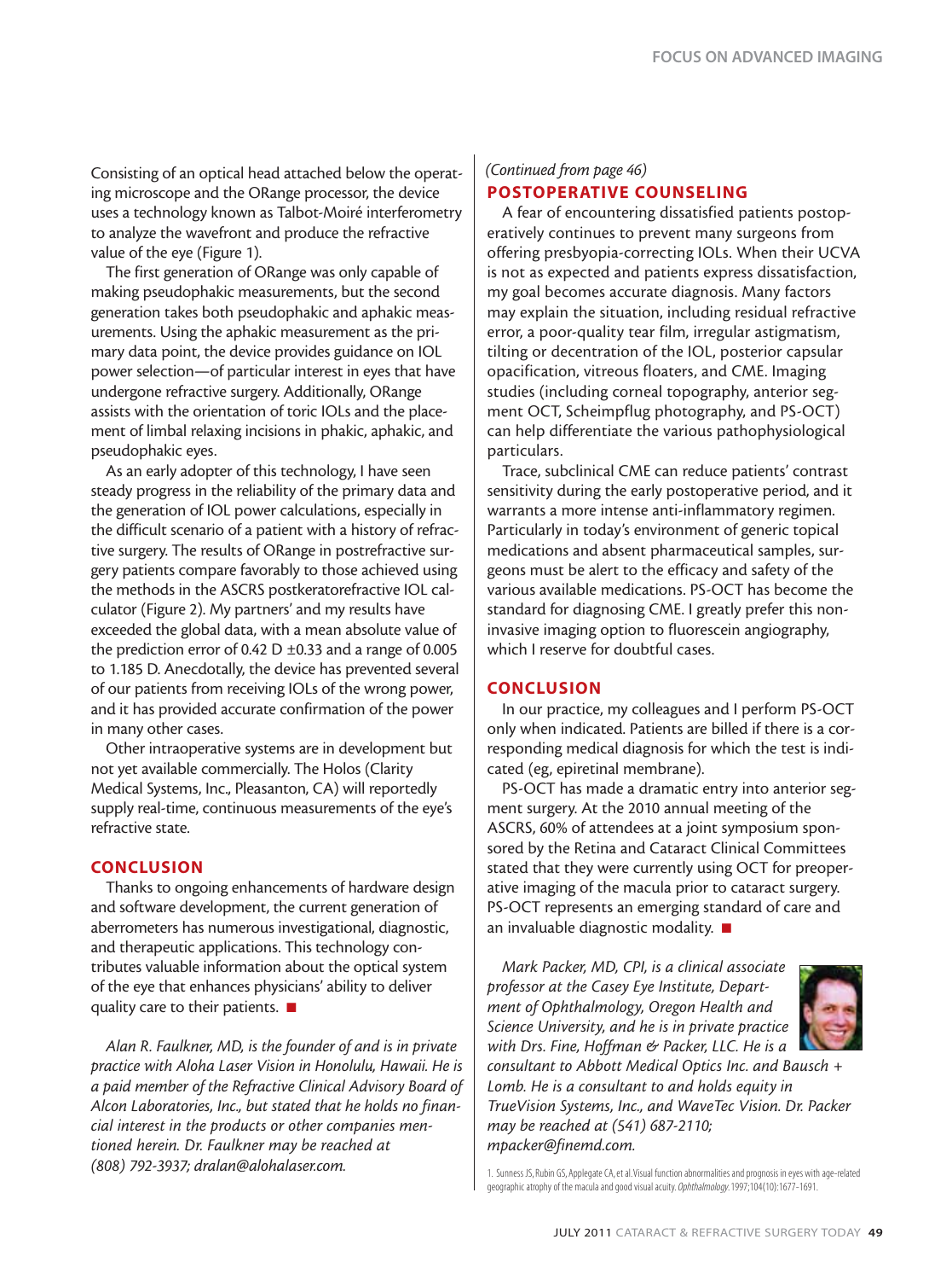Consisting of an optical head attached below the operating microscope and the ORange processor, the device uses a technology known as Talbot-Moiré interferometry to analyze the wavefront and produce the refractive value of the eye (Figure 1).

The first generation of ORange was only capable of making pseudophakic measurements, but the second generation takes both pseudophakic and aphakic measurements. Using the aphakic measurement as the primary data point, the device provides guidance on IOL power selection—of particular interest in eyes that have undergone refractive surgery. Additionally, ORange assists with the orientation of toric IOLs and the placement of limbal relaxing incisions in phakic, aphakic, and pseudophakic eyes.

As an early adopter of this technology, I have seen steady progress in the reliability of the primary data and the generation of IOL power calculations, especially in the difficult scenario of a patient with a history of refractive surgery. The results of ORange in postrefractive surgery patients compare favorably to those achieved using the methods in the ASCRS postkeratorefractive IOL calculator (Figure 2). My partners' and my results have exceeded the global data, with a mean absolute value of the prediction error of 0.42 D ±0.33 and a range of 0.005 to 1.185 D. Anecdotally, the device has prevented several of our patients from receiving IOLs of the wrong power, and it has provided accurate confirmation of the power in many other cases.

Other intraoperative systems are in development but not yet available commercially. The Holos (Clarity Medical Systems, Inc., Pleasanton, CA) will reportedly supply real-time, continuous measurements of the eye's refractive state.

## CONCLUSION

Thanks to ongoing enhancements of hardware design and software development, the current generation of aberrometers has numerous investigational, diagnostic, and therapeutic applications. This technology contributes valuable information about the optical system of the eye that enhances physicians' ability to deliver quality care to their patients. ■

*Alan R. Faulkner, MD, is the founder of and is in private practice with Aloha Laser Vision in Honolulu, Hawaii. He is a paid member of the Refractive Clinical Advisory Board of Alcon Laboratories, Inc., but stated that he holds no financial interest in the products or other companies mentioned herein. Dr. Faulkner may be reached at (808) 792-3937; dralan@alohalaser.com.*

*(Continued from page 46)*

## POSTOPERATIVE COUNSELING

A fear of encountering dissatisfied patients postoperatively continues to prevent many surgeons from offering presbyopia-correcting IOLs. When their UCVA is not as expected and patients express dissatisfaction, my goal becomes accurate diagnosis. Many factors may explain the situation, including residual refractive error, a poor-quality tear film, irregular astigmatism, tilting or decentration of the IOL, posterior capsular opacification, vitreous floaters, and CME. Imaging studies (including corneal topography, anterior segment OCT, Scheimpflug photography, and PS-OCT) can help differentiate the various pathophysiological particulars.

Trace, subclinical CME can reduce patients' contrast sensitivity during the early postoperative period, and it warrants a more intense anti-inflammatory regimen. Particularly in today's environment of generic topical medications and absent pharmaceutical samples, surgeons must be alert to the efficacy and safety of the various available medications. PS-OCT has become the standard for diagnosing CME. I greatly prefer this noninvasive imaging option to fluorescein angiography, which I reserve for doubtful cases.

## CONCLUSION

In our practice, my colleagues and I perform PS-OCT only when indicated. Patients are billed if there is a corresponding medical diagnosis for which the test is indicated (eg, epiretinal membrane).

PS-OCT has made a dramatic entry into anterior segment surgery. At the 2010 annual meeting of the ASCRS, 60% of attendees at a joint symposium sponsored by the Retina and Cataract Clinical Committees stated that they were currently using OCT for preoperative imaging of the macula prior to cataract surgery. PS-OCT represents an emerging standard of care and an invaluable diagnostic modality. ■

*Mark Packer, MD, CPI, is a clinical associate professor at the Casey Eye Institute, Department of Ophthalmology, Oregon Health and Science University, and he is in private practice with Drs. Fine, Hoffman & Packer, LLC. He is a consultant to Abbott Medical Optics Inc. and Bausch + Lomb. He is a consultant to and holds equity in TrueVision Systems, Inc., and WaveTec Vision. Dr. Packer may be reached at (541) 687-2110; mpacker@finemd.com.*

1. Sunness JS, Rubin GS, Applegate CA, et al. Visual function abnormalities and prognosis in eyes with age-related geographic atrophy of the macula and good visual acuity. *Ophthalmology*. 1997;104(10):1677-1691.